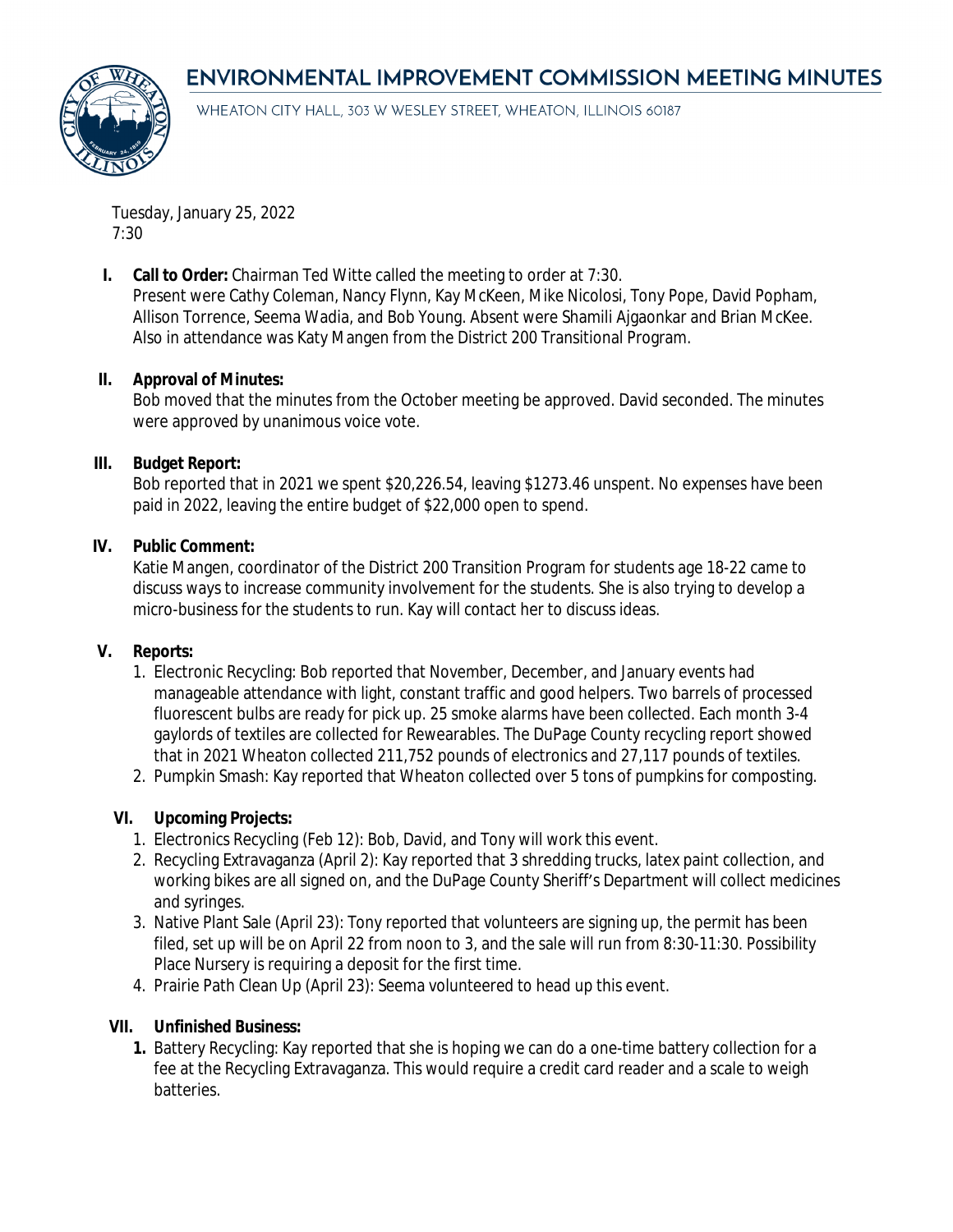# ENVIRONMENTAL IMPROVEMENT COMMISSION MEETING MINUTES

WHEATON CITY HALL, 303 W WESLEY STREET, WHEATON, ILLINOIS 60187

Tuesday, January 25, 2022
7:30

**I. Call to Order:** Chairman Ted Witte called the meeting to order at 7:30.
Present were Cathy Coleman, Nancy Flynn, Kay McKeen, Mike Nicolosi, Tony Pope, David Popham, Allison Torrence, Seema Wadia, and Bob Young. Absent were Shamili Ajgaonkar and Brian McKee. Also in attendance was Katy Mangen from the District 200 Transitional Program.

**II. Approval of Minutes:**
Bob moved that the minutes from the October meeting be approved. David seconded. The minutes were approved by unanimous voice vote.

**III. Budget Report:**
Bob reported that in 2021 we spent $20,226.54, leaving $1273.46 unspent. No expenses have been paid in 2022, leaving the entire budget of $22,000 open to spend.

**IV. Public Comment:**
Katie Mangen, coordinator of the District 200 Transition Program for students age 18-22 came to discuss ways to increase community involvement for the students. She is also trying to develop a micro-business for the students to run. Kay will contact her to discuss ideas.

**V. Reports:**

1. Electronic Recycling: Bob reported that November, December, and January events had manageable attendance with light, constant traffic and good helpers. Two barrels of processed fluorescent bulbs are ready for pick up. 25 smoke alarms have been collected. Each month 3-4 gaylords of textiles are collected for Rewearables. The DuPage County recycling report showed that in 2021 Wheaton collected 211,752 pounds of electronics and 27,117 pounds of textiles.
2. Pumpkin Smash: Kay reported that Wheaton collected over 5 tons of pumpkins for composting.

**VI. Upcoming Projects:**

1. Electronics Recycling (Feb 12): Bob, David, and Tony will work this event.
2. Recycling Extravaganza (April 2): Kay reported that 3 shredding trucks, latex paint collection, and working bikes are all signed on, and the DuPage County Sheriff's Department will collect medicines and syringes.
3. Native Plant Sale (April 23): Tony reported that volunteers are signing up, the permit has been filed, set up will be on April 22 from noon to 3, and the sale will run from 8:30-11:30. Possibility Place Nursery is requiring a deposit for the first time.
4. Prairie Path Clean Up (April 23): Seema volunteered to head up this event.

**VII. Unfinished Business:**

1. Battery Recycling: Kay reported that she is hoping we can do a one-time battery collection for a fee at the Recycling Extravaganza. This would require a credit card reader and a scale to weigh batteries.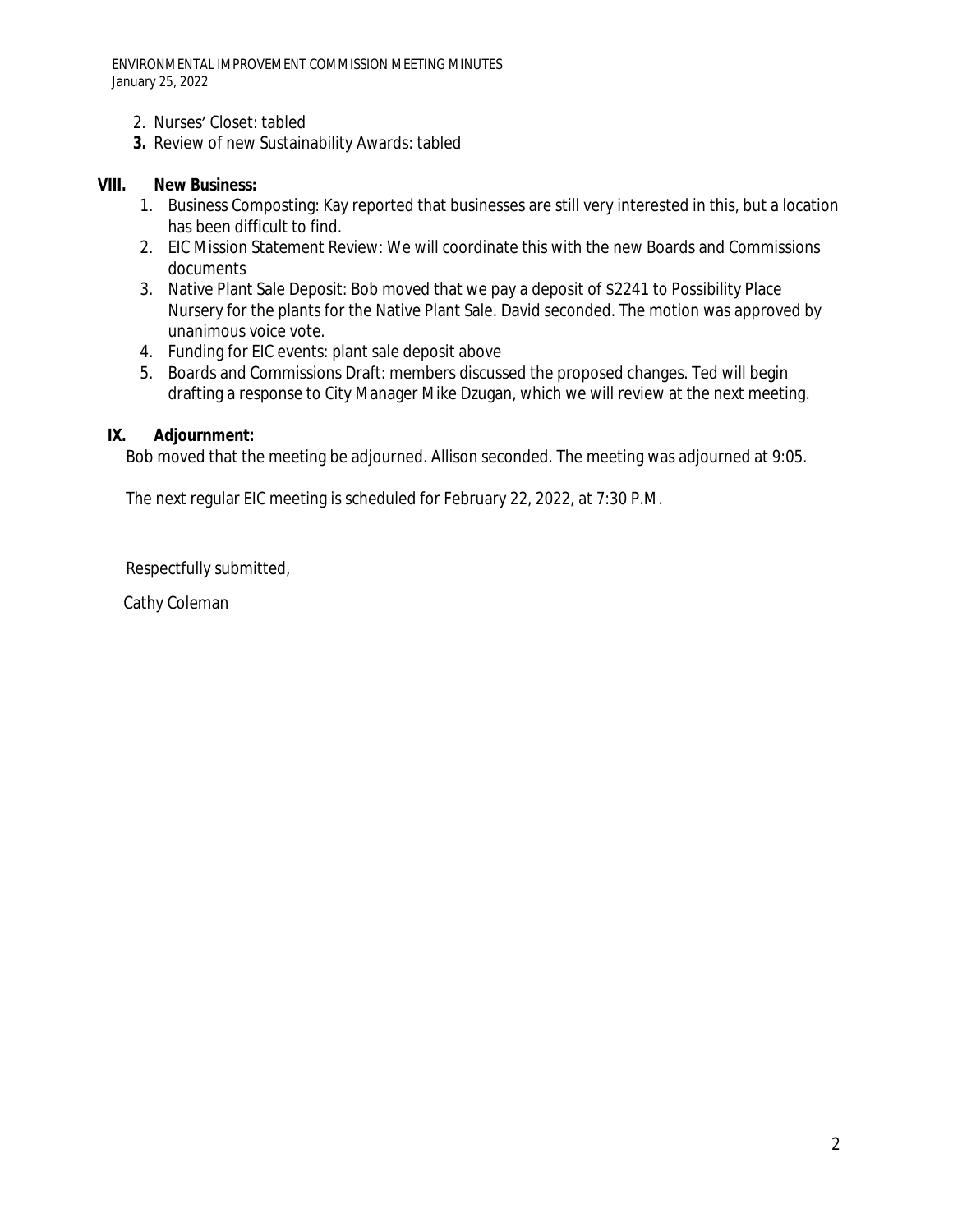2. Nurses' Closet: tabled
3. Review of new Sustainability Awards: tabled

## VIII. New Business:

1. Business Composting: Kay reported that businesses are still very interested in this, but a location has been difficult to find.
2. EIC Mission Statement Review: We will coordinate this with the new Boards and Commissions documents
3. Native Plant Sale Deposit: Bob moved that we pay a deposit of $2241 to Possibility Place Nursery for the plants for the Native Plant Sale. David seconded. The motion was approved by unanimous voice vote.
4. Funding for EIC events: plant sale deposit above
5. Boards and Commissions Draft: members discussed the proposed changes. Ted will begin drafting a response to City Manager Mike Dzugan, which we will review at the next meeting.

## IX. Adjournment:

Bob moved that the meeting be adjourned. Allison seconded. The meeting was adjourned at 9:05.

The next regular EIC meeting is scheduled for February 22, 2022, at 7:30 P.M.

Respectfully submitted,

Cathy Coleman